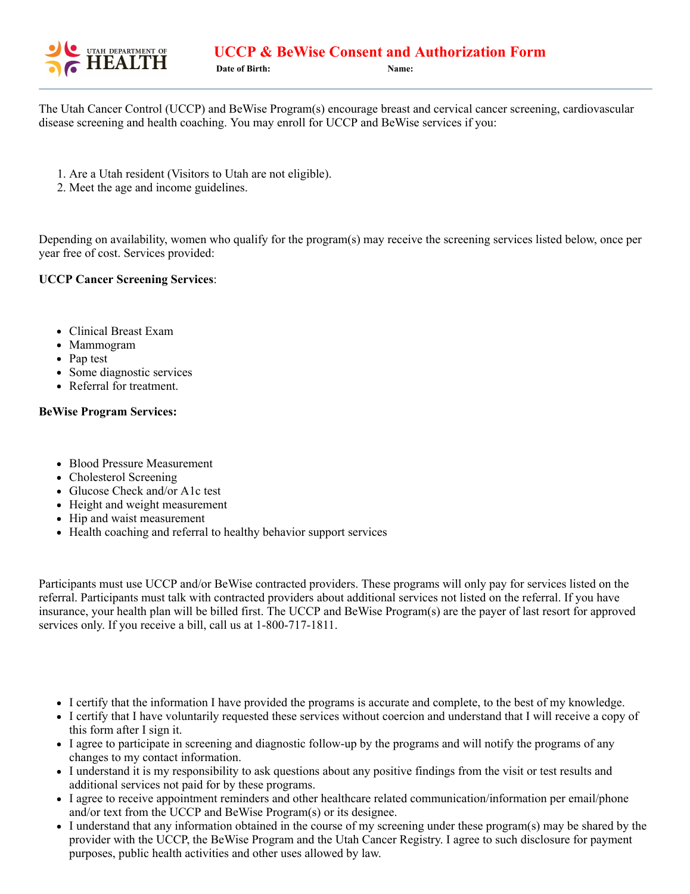UTAH DEPARTMENT OF HEALTH

# UCCP & BeWise Consent and Authorization Form

**Date of Birth:** **Name:**

The Utah Cancer Control (UCCP) and BeWise Program(s) encourage breast and cervical cancer screening, cardiovascular disease screening and health coaching. You may enroll for UCCP and BeWise services if you:

1. Are a Utah resident (Visitors to Utah are not eligible).
2. Meet the age and income guidelines.

Depending on availability, women who qualify for the program(s) may receive the screening services listed below, once per year free of cost. Services provided:

**UCCP Cancer Screening Services**:

- Clinical Breast Exam
- Mammogram
- Pap test
- Some diagnostic services
- Referral for treatment.

**BeWise Program Services:**

- Blood Pressure Measurement
- Cholesterol Screening
- Glucose Check and/or A1c test
- Height and weight measurement
- Hip and waist measurement
- Health coaching and referral to healthy behavior support services

Participants must use UCCP and/or BeWise contracted providers. These programs will only pay for services listed on the referral. Participants must talk with contracted providers about additional services not listed on the referral. If you have insurance, your health plan will be billed first. The UCCP and BeWise Program(s) are the payer of last resort for approved services only. If you receive a bill, call us at 1-800-717-1811.

- I certify that the information I have provided the programs is accurate and complete, to the best of my knowledge.
- I certify that I have voluntarily requested these services without coercion and understand that I will receive a copy of this form after I sign it.
- I agree to participate in screening and diagnostic follow-up by the programs and will notify the programs of any changes to my contact information.
- I understand it is my responsibility to ask questions about any positive findings from the visit or test results and additional services not paid for by these programs.
- I agree to receive appointment reminders and other healthcare related communication/information per email/phone and/or text from the UCCP and BeWise Program(s) or its designee.
- I understand that any information obtained in the course of my screening under these program(s) may be shared by the provider with the UCCP, the BeWise Program and the Utah Cancer Registry. I agree to such disclosure for payment purposes, public health activities and other uses allowed by law.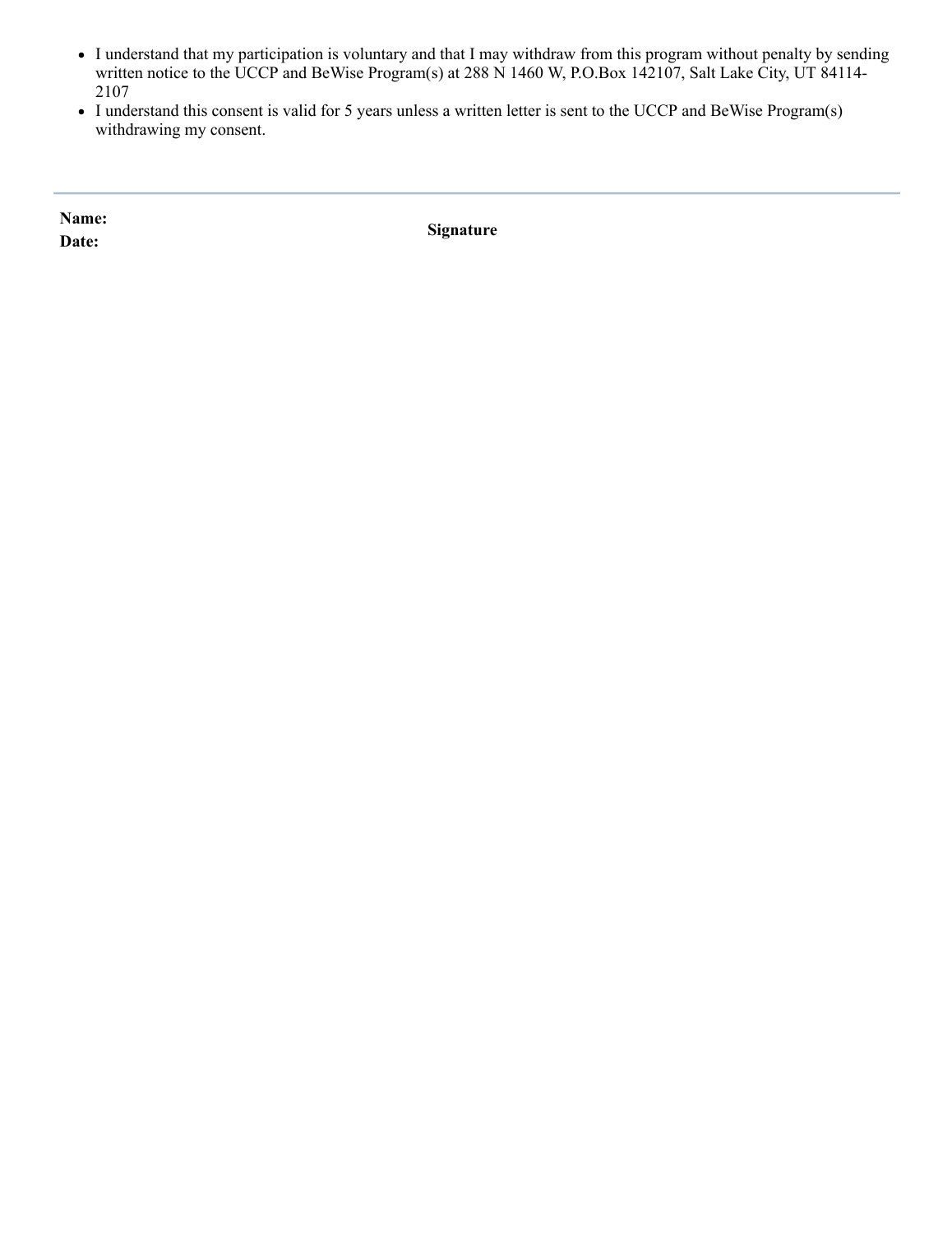- I understand that my participation is voluntary and that I may withdraw from this program without penalty by sending written notice to the UCCP and BeWise Program(s) at 288 N 1460 W, P.O.Box 142107, Salt Lake City, UT 84114-2107
- I understand this consent is valid for 5 years unless a written letter is sent to the UCCP and BeWise Program(s) withdrawing my consent.

---

**Name:**
**Date:**

**Signature**